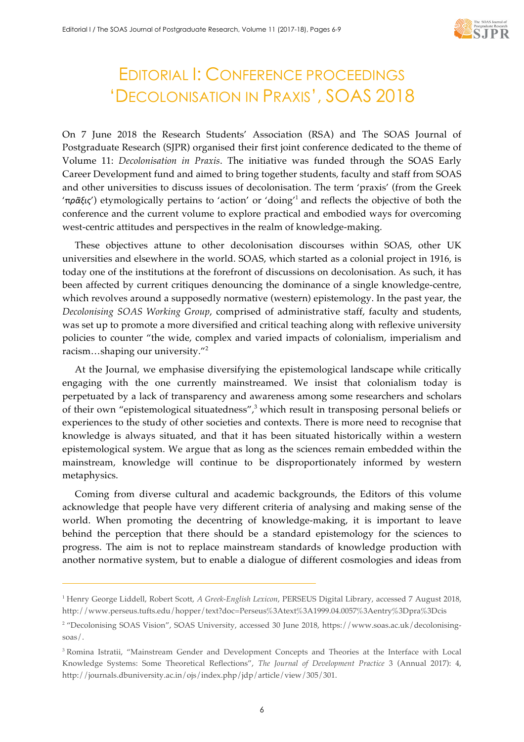# Editorial I: Conference proceedings 'Decolonisation in Praxis', SOAS 2018

On 7 June 2018 the Research Students' Association (RSA) and The SOAS Journal of Postgraduate Research (SJPR) organised their first joint conference dedicated to the theme of Volume 11: *Decolonisation in Praxis*. The initiative was funded through the SOAS Early Career Development fund and aimed to bring together students, faculty and staff from SOAS and other universities to discuss issues of decolonisation. The term 'praxis' (from the Greek 'πρᾶξις') etymologically pertains to 'action' or 'doing'[1] and reflects the objective of both the conference and the current volume to explore practical and embodied ways for overcoming west-centric attitudes and perspectives in the realm of knowledge-making.

These objectives attune to other decolonisation discourses within SOAS, other UK universities and elsewhere in the world. SOAS, which started as a colonial project in 1916, is today one of the institutions at the forefront of discussions on decolonisation. As such, it has been affected by current critiques denouncing the dominance of a single knowledge-centre, which revolves around a supposedly normative (western) epistemology. In the past year, the *Decolonising SOAS Working Group*, comprised of administrative staff, faculty and students, was set up to promote a more diversified and critical teaching along with reflexive university policies to counter "the wide, complex and varied impacts of colonialism, imperialism and racism…shaping our university."[2]

At the Journal, we emphasise diversifying the epistemological landscape while critically engaging with the one currently mainstreamed. We insist that colonialism today is perpetuated by a lack of transparency and awareness among some researchers and scholars of their own "epistemological situatedness",[3] which result in transposing personal beliefs or experiences to the study of other societies and contexts. There is more need to recognise that knowledge is always situated, and that it has been situated historically within a western epistemological system. We argue that as long as the sciences remain embedded within the mainstream, knowledge will continue to be disproportionately informed by western metaphysics.

Coming from diverse cultural and academic backgrounds, the Editors of this volume acknowledge that people have very different criteria of analysing and making sense of the world. When promoting the decentring of knowledge-making, it is important to leave behind the perception that there should be a standard epistemology for the sciences to progress. The aim is not to replace mainstream standards of knowledge production with another normative system, but to enable a dialogue of different cosmologies and ideas from

---

[1] Henry George Liddell, Robert Scott, *A Greek-English Lexicon*, PERSEUS Digital Library, accessed 7 August 2018, http://www.perseus.tufts.edu/hopper/text?doc=Perseus%3Atext%3A1999.04.0057%3Aentry%3Dpra%3Dcis

[2] "Decolonising SOAS Vision", SOAS University, accessed 30 June 2018, https://www.soas.ac.uk/decolonising-soas/.

[3] Romina Istratii, "Mainstream Gender and Development Concepts and Theories at the Interface with Local Knowledge Systems: Some Theoretical Reflections", *The Journal of Development Practice* 3 (Annual 2017): 4, http://journals.dbuniversity.ac.in/ojs/index.php/jdp/article/view/305/301.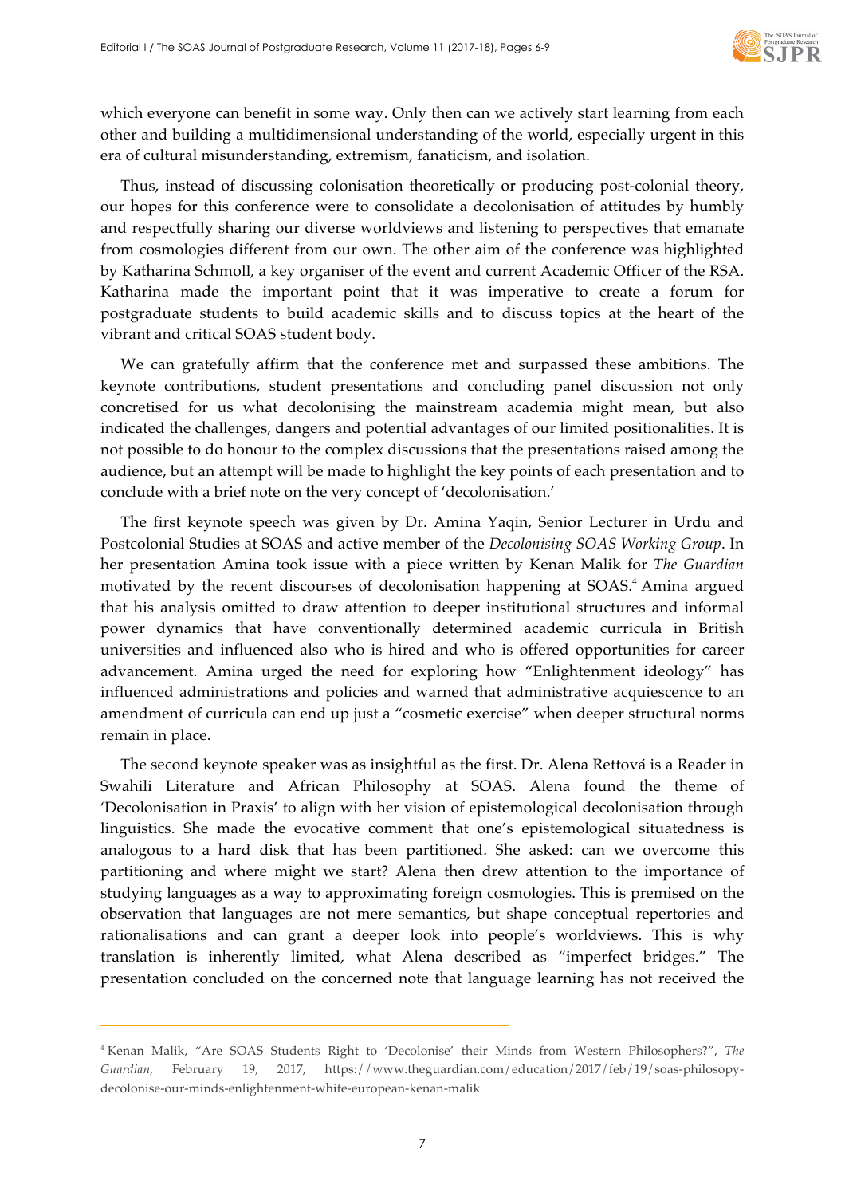which everyone can benefit in some way. Only then can we actively start learning from each other and building a multidimensional understanding of the world, especially urgent in this era of cultural misunderstanding, extremism, fanaticism, and isolation.

Thus, instead of discussing colonisation theoretically or producing post-colonial theory, our hopes for this conference were to consolidate a decolonisation of attitudes by humbly and respectfully sharing our diverse worldviews and listening to perspectives that emanate from cosmologies different from our own. The other aim of the conference was highlighted by Katharina Schmoll, a key organiser of the event and current Academic Officer of the RSA. Katharina made the important point that it was imperative to create a forum for postgraduate students to build academic skills and to discuss topics at the heart of the vibrant and critical SOAS student body.

We can gratefully affirm that the conference met and surpassed these ambitions. The keynote contributions, student presentations and concluding panel discussion not only concretised for us what decolonising the mainstream academia might mean, but also indicated the challenges, dangers and potential advantages of our limited positionalities. It is not possible to do honour to the complex discussions that the presentations raised among the audience, but an attempt will be made to highlight the key points of each presentation and to conclude with a brief note on the very concept of 'decolonisation.'

The first keynote speech was given by Dr. Amina Yaqin, Senior Lecturer in Urdu and Postcolonial Studies at SOAS and active member of the *Decolonising SOAS Working Group*. In her presentation Amina took issue with a piece written by Kenan Malik for *The Guardian* motivated by the recent discourses of decolonisation happening at SOAS.[4] Amina argued that his analysis omitted to draw attention to deeper institutional structures and informal power dynamics that have conventionally determined academic curricula in British universities and influenced also who is hired and who is offered opportunities for career advancement. Amina urged the need for exploring how "Enlightenment ideology" has influenced administrations and policies and warned that administrative acquiescence to an amendment of curricula can end up just a "cosmetic exercise" when deeper structural norms remain in place.

The second keynote speaker was as insightful as the first. Dr. Alena Rettová is a Reader in Swahili Literature and African Philosophy at SOAS. Alena found the theme of 'Decolonisation in Praxis' to align with her vision of epistemological decolonisation through linguistics. She made the evocative comment that one's epistemological situatedness is analogous to a hard disk that has been partitioned. She asked: can we overcome this partitioning and where might we start? Alena then drew attention to the importance of studying languages as a way to approximating foreign cosmologies. This is premised on the observation that languages are not mere semantics, but shape conceptual repertories and rationalisations and can grant a deeper look into people's worldviews. This is why translation is inherently limited, what Alena described as "imperfect bridges." The presentation concluded on the concerned note that language learning has not received the

---

[4] Kenan Malik, "Are SOAS Students Right to 'Decolonise' their Minds from Western Philosophers?", *The Guardian*, February 19, 2017, https://www.theguardian.com/education/2017/feb/19/soas-philosopy-decolonise-our-minds-enlightenment-white-european-kenan-malik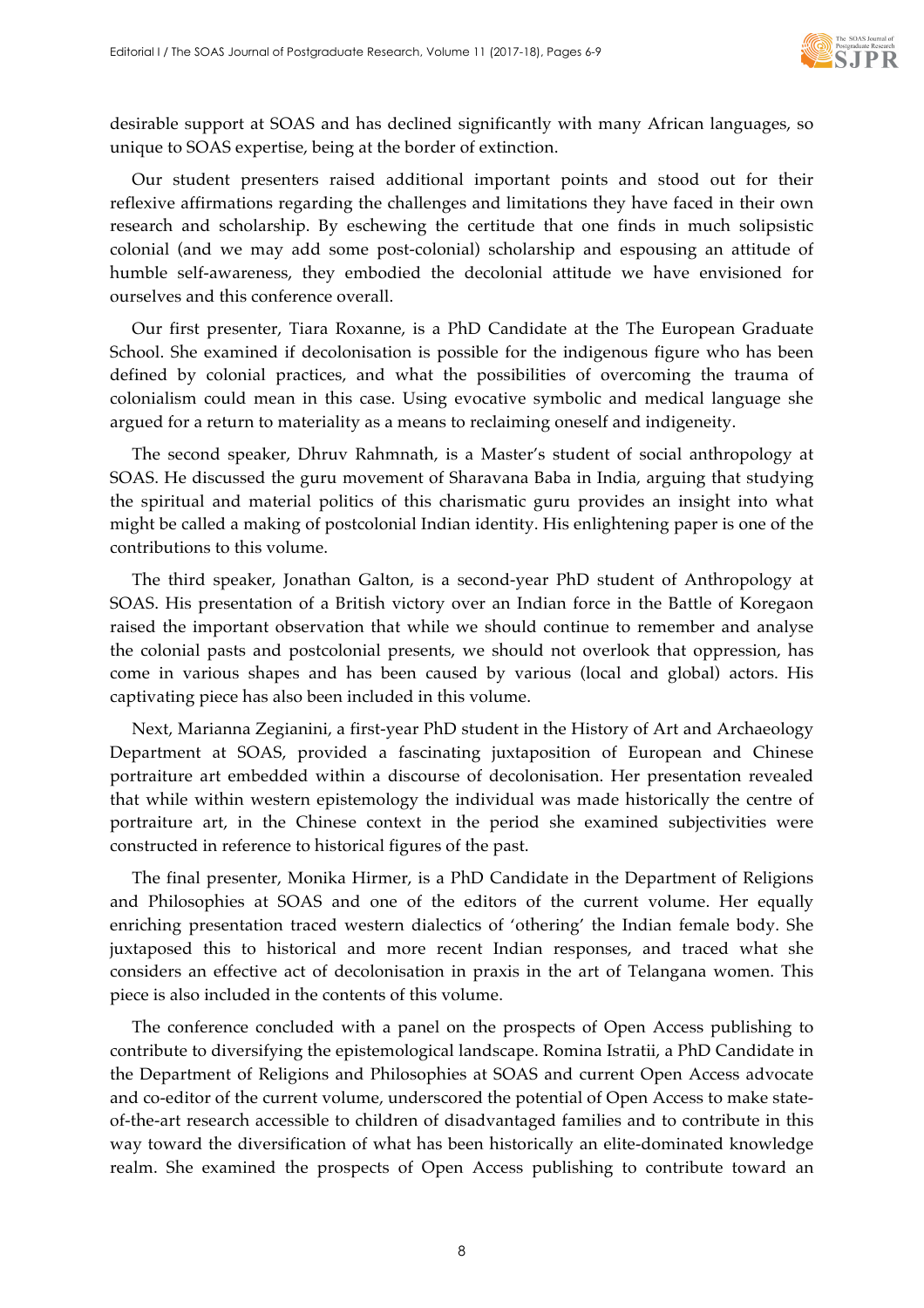desirable support at SOAS and has declined significantly with many African languages, so unique to SOAS expertise, being at the border of extinction.

Our student presenters raised additional important points and stood out for their reflexive affirmations regarding the challenges and limitations they have faced in their own research and scholarship. By eschewing the certitude that one finds in much solipsistic colonial (and we may add some post-colonial) scholarship and espousing an attitude of humble self-awareness, they embodied the decolonial attitude we have envisioned for ourselves and this conference overall.

Our first presenter, Tiara Roxanne, is a PhD Candidate at the The European Graduate School. She examined if decolonisation is possible for the indigenous figure who has been defined by colonial practices, and what the possibilities of overcoming the trauma of colonialism could mean in this case. Using evocative symbolic and medical language she argued for a return to materiality as a means to reclaiming oneself and indigeneity.

The second speaker, Dhruv Rahmnath, is a Master's student of social anthropology at SOAS. He discussed the guru movement of Sharavana Baba in India, arguing that studying the spiritual and material politics of this charismatic guru provides an insight into what might be called a making of postcolonial Indian identity. His enlightening paper is one of the contributions to this volume.

The third speaker, Jonathan Galton, is a second-year PhD student of Anthropology at SOAS. His presentation of a British victory over an Indian force in the Battle of Koregaon raised the important observation that while we should continue to remember and analyse the colonial pasts and postcolonial presents, we should not overlook that oppression, has come in various shapes and has been caused by various (local and global) actors. His captivating piece has also been included in this volume.

Next, Marianna Zegianini, a first-year PhD student in the History of Art and Archaeology Department at SOAS, provided a fascinating juxtaposition of European and Chinese portraiture art embedded within a discourse of decolonisation. Her presentation revealed that while within western epistemology the individual was made historically the centre of portraiture art, in the Chinese context in the period she examined subjectivities were constructed in reference to historical figures of the past.

The final presenter, Monika Hirmer, is a PhD Candidate in the Department of Religions and Philosophies at SOAS and one of the editors of the current volume. Her equally enriching presentation traced western dialectics of 'othering' the Indian female body. She juxtaposed this to historical and more recent Indian responses, and traced what she considers an effective act of decolonisation in praxis in the art of Telangana women. This piece is also included in the contents of this volume.

The conference concluded with a panel on the prospects of Open Access publishing to contribute to diversifying the epistemological landscape. Romina Istratii, a PhD Candidate in the Department of Religions and Philosophies at SOAS and current Open Access advocate and co-editor of the current volume, underscored the potential of Open Access to make state-of-the-art research accessible to children of disadvantaged families and to contribute in this way toward the diversification of what has been historically an elite-dominated knowledge realm. She examined the prospects of Open Access publishing to contribute toward an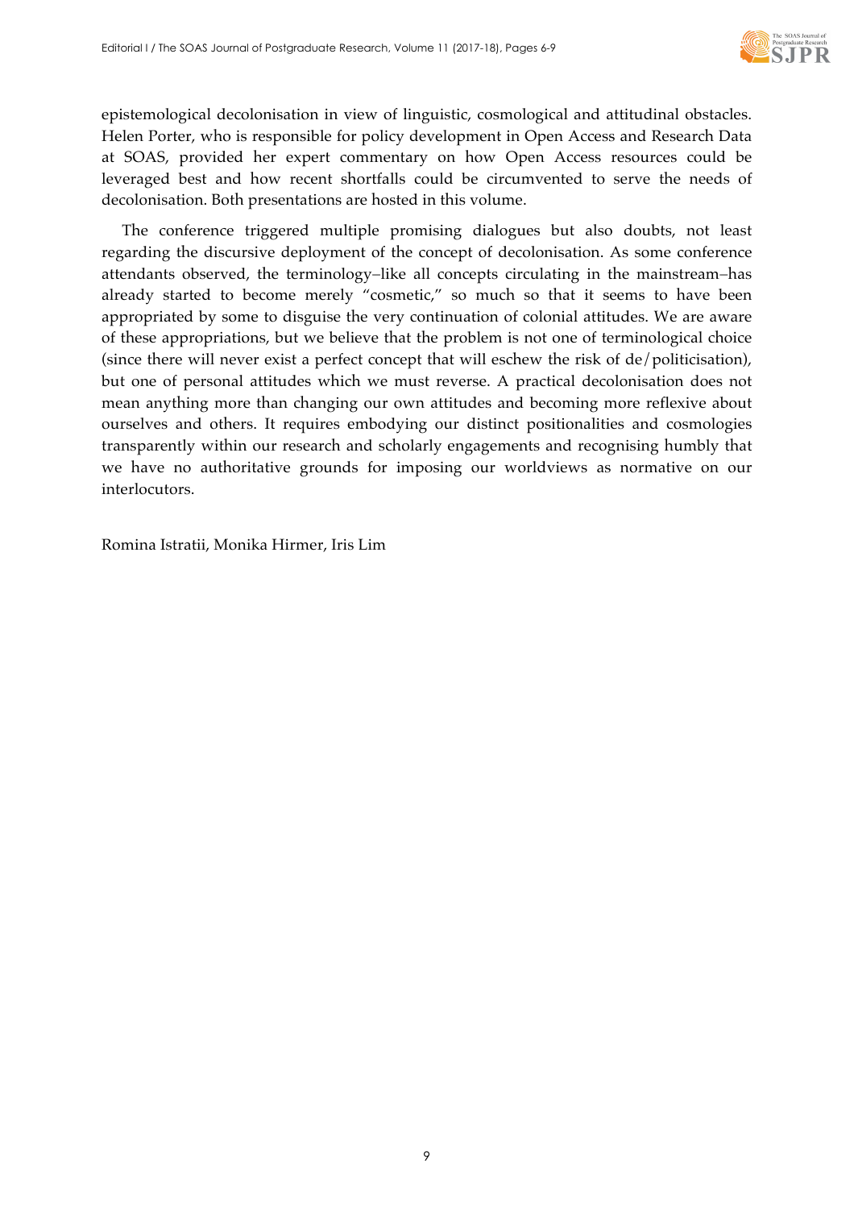epistemological decolonisation in view of linguistic, cosmological and attitudinal obstacles. Helen Porter, who is responsible for policy development in Open Access and Research Data at SOAS, provided her expert commentary on how Open Access resources could be leveraged best and how recent shortfalls could be circumvented to serve the needs of decolonisation. Both presentations are hosted in this volume.

The conference triggered multiple promising dialogues but also doubts, not least regarding the discursive deployment of the concept of decolonisation. As some conference attendants observed, the terminology–like all concepts circulating in the mainstream–has already started to become merely "cosmetic," so much so that it seems to have been appropriated by some to disguise the very continuation of colonial attitudes. We are aware of these appropriations, but we believe that the problem is not one of terminological choice (since there will never exist a perfect concept that will eschew the risk of de/politicisation), but one of personal attitudes which we must reverse. A practical decolonisation does not mean anything more than changing our own attitudes and becoming more reflexive about ourselves and others. It requires embodying our distinct positionalities and cosmologies transparently within our research and scholarly engagements and recognising humbly that we have no authoritative grounds for imposing our worldviews as normative on our interlocutors.

Romina Istratii, Monika Hirmer, Iris Lim